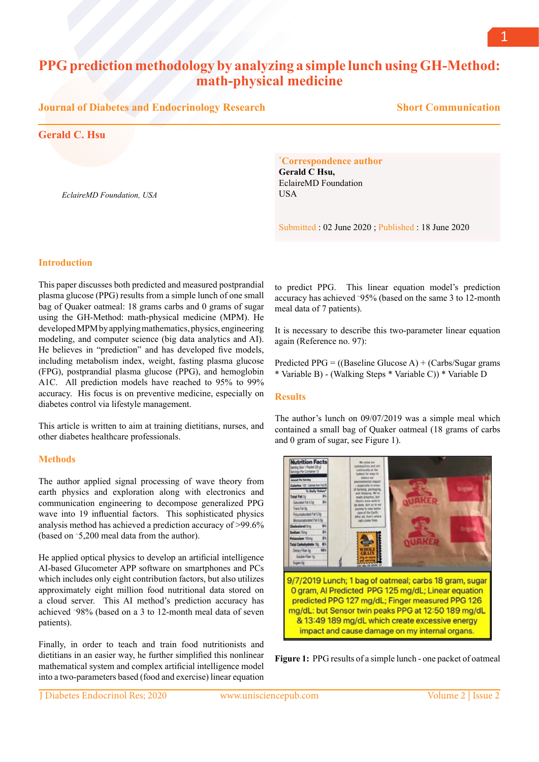# PPG prediction methodology by analyzing a simple lunch using GH-Method: math-physical medicine

**Journal of Diabetes and Endocrinology Research** — **Short Communication**

**Gerald C. Hsu**

*EclaireMD Foundation, USA*

**\*Correspondence author**
**Gerald C Hsu,**
EclaireMD Foundation
USA

Submitted : 02 June 2020 ; Published : 18 June 2020

## Introduction

This paper discusses both predicted and measured postprandial plasma glucose (PPG) results from a simple lunch of one small bag of Quaker oatmeal: 18 grams carbs and 0 grams of sugar using the GH-Method: math-physical medicine (MPM). He developed MPM by applying mathematics, physics, engineering modeling, and computer science (big data analytics and AI). He believes in "prediction" and has developed five models, including metabolism index, weight, fasting plasma glucose (FPG), postprandial plasma glucose (PPG), and hemoglobin A1C. All prediction models have reached to 95% to 99% accuracy. His focus is on preventive medicine, especially on diabetes control via lifestyle management.

This article is written to aim at training dietitians, nurses, and other diabetes healthcare professionals.

## Methods

The author applied signal processing of wave theory from earth physics and exploration along with electronics and communication engineering to decompose generalized PPG wave into 19 influential factors. This sophisticated physics analysis method has achieved a prediction accuracy of >99.6% (based on ~5,200 meal data from the author).

He applied optical physics to develop an artificial intelligence AI-based Glucometer APP software on smartphones and PCs which includes only eight contribution factors, but also utilizes approximately eight million food nutritional data stored on a cloud server. This AI method's prediction accuracy has achieved ~98% (based on a 3 to 12-month meal data of seven patients).

Finally, in order to teach and train food nutritionists and dietitians in an easier way, he further simplified this nonlinear mathematical system and complex artificial intelligence model into a two-parameters based (food and exercise) linear equation to predict PPG. This linear equation model's prediction accuracy has achieved ~95% (based on the same 3 to 12-month meal data of 7 patients).

It is necessary to describe this two-parameter linear equation again (Reference no. 97):

Predicted PPG = ((Baseline Glucose A) + (Carbs/Sugar grams * Variable B) - (Walking Steps * Variable C)) * Variable D

## Results

The author's lunch on 09/07/2019 was a simple meal which contained a small bag of Quaker oatmeal (18 grams of carbs and 0 gram of sugar, see Figure 1).

9/7/2019 Lunch; 1 bag of oatmeal; carbs 18 gram, sugar 0 gram, AI Predicted PPG 125 mg/dL; Linear equation predicted PPG 127 mg/dL; Finger measured PPG 126 mg/dL: but Sensor twin peaks PPG at 12:50 189 mg/dL & 13:49 189 mg/dL which create excessive energy impact and cause damage on my internal organs.

**Figure 1:** PPG results of a simple lunch - one packet of oatmeal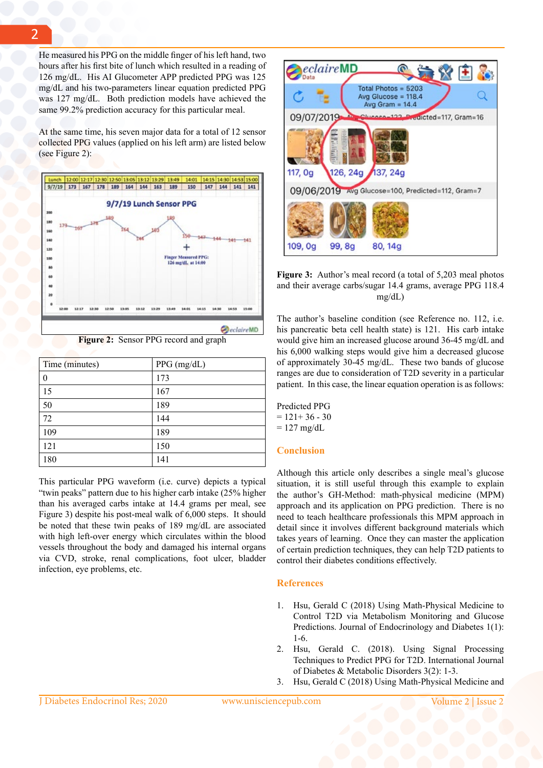He measured his PPG on the middle finger of his left hand, two hours after his first bite of lunch which resulted in a reading of 126 mg/dL. His AI Glucometer APP predicted PPG was 125 mg/dL and his two-parameters linear equation predicted PPG was 127 mg/dL. Both prediction models have achieved the same 99.2% prediction accuracy for this particular meal.

At the same time, his seven major data for a total of 12 sensor collected PPG values (applied on his left arm) are listed below (see Figure 2):

**Figure 2:** Sensor PPG record and graph

| Time (minutes) | PPG (mg/dL) |
|---|---|
| 0 | 173 |
| 15 | 167 |
| 50 | 189 |
| 72 | 144 |
| 109 | 189 |
| 121 | 150 |
| 180 | 141 |

This particular PPG waveform (i.e. curve) depicts a typical "twin peaks" pattern due to his higher carb intake (25% higher than his averaged carbs intake at 14.4 grams per meal, see Figure 3) despite his post-meal walk of 6,000 steps. It should be noted that these twin peaks of 189 mg/dL are associated with high left-over energy which circulates within the blood vessels throughout the body and damaged his internal organs via CVD, stroke, renal complications, foot ulcer, bladder infection, eye problems, etc.

**Figure 3:** Author's meal record (a total of 5,203 meal photos and their average carbs/sugar 14.4 grams, average PPG 118.4 mg/dL)

The author's baseline condition (see Reference no. 112, i.e. his pancreatic beta cell health state) is 121. His carb intake would give him an increased glucose around 36-45 mg/dL and his 6,000 walking steps would give him a decreased glucose of approximately 30-45 mg/dL. These two bands of glucose ranges are due to consideration of T2D severity in a particular patient. In this case, the linear equation operation is as follows:

Predicted PPG
= 121+ 36 - 30
= 127 mg/dL

## Conclusion

Although this article only describes a single meal's glucose situation, it is still useful through this example to explain the author's GH-Method: math-physical medicine (MPM) approach and its application on PPG prediction. There is no need to teach healthcare professionals this MPM approach in detail since it involves different background materials which takes years of learning. Once they can master the application of certain prediction techniques, they can help T2D patients to control their diabetes conditions effectively.

## References

1. Hsu, Gerald C (2018) Using Math-Physical Medicine to Control T2D via Metabolism Monitoring and Glucose Predictions. Journal of Endocrinology and Diabetes 1(1): 1-6.
2. Hsu, Gerald C. (2018). Using Signal Processing Techniques to Predict PPG for T2D. International Journal of Diabetes & Metabolic Disorders 3(2): 1-3.
3. Hsu, Gerald C (2018) Using Math-Physical Medicine and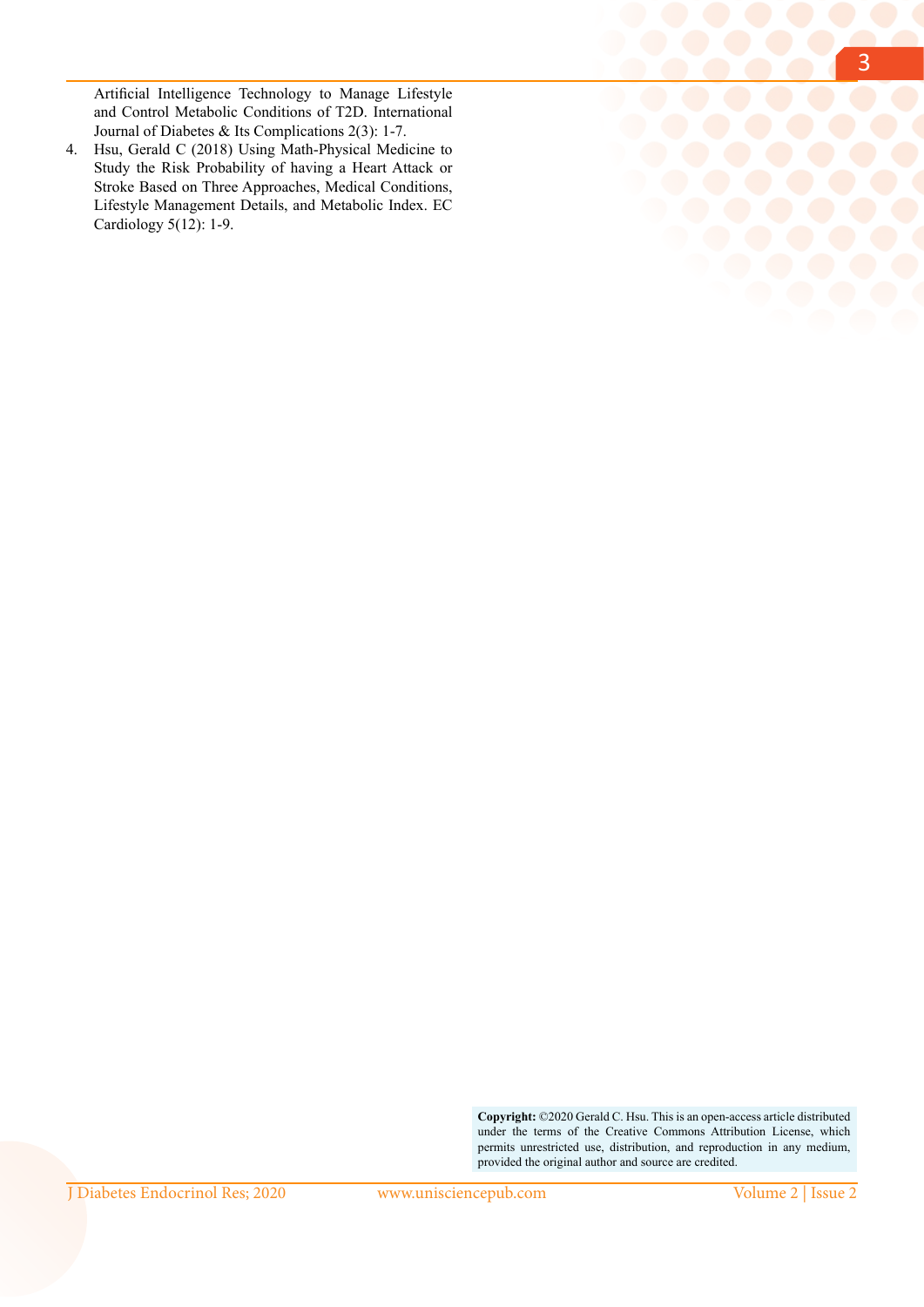Artificial Intelligence Technology to Manage Lifestyle and Control Metabolic Conditions of T2D. International Journal of Diabetes & Its Complications 2(3): 1-7.

4. Hsu, Gerald C (2018) Using Math-Physical Medicine to Study the Risk Probability of having a Heart Attack or Stroke Based on Three Approaches, Medical Conditions, Lifestyle Management Details, and Metabolic Index. EC Cardiology 5(12): 1-9.

**Copyright:** ©2020 Gerald C. Hsu. This is an open-access article distributed under the terms of the Creative Commons Attribution License, which permits unrestricted use, distribution, and reproduction in any medium, provided the original author and source are credited.